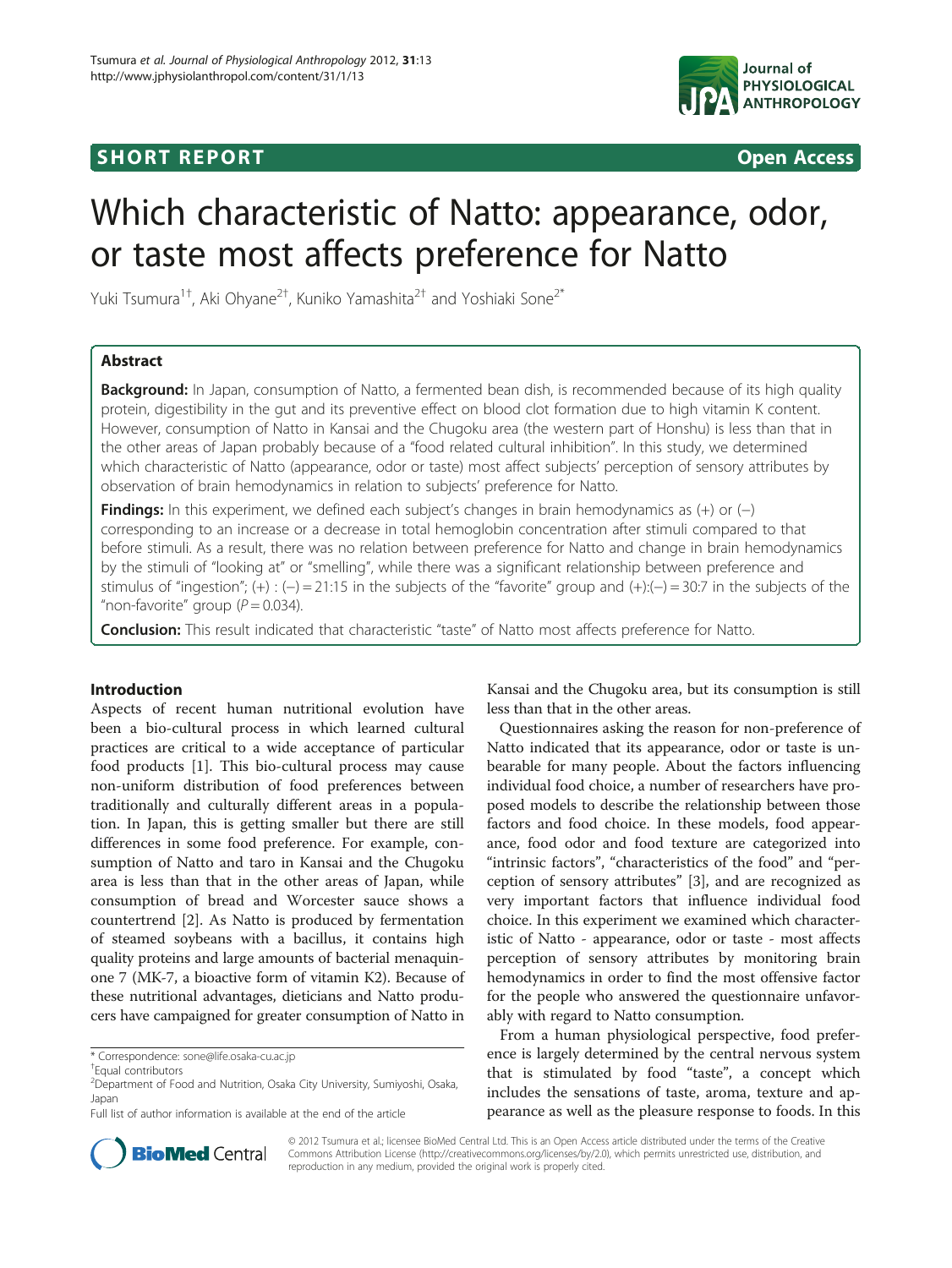SHORT REPORT Open Access

# Which characteristic of Natto: appearance, odor, or taste most affects preference for Natto

Yuki Tsumura[1†], Aki Ohyane[2†], Kuniko Yamashita[2†] and Yoshiaki Sone[2*]

## Abstract

**Background:** In Japan, consumption of Natto, a fermented bean dish, is recommended because of its high quality protein, digestibility in the gut and its preventive effect on blood clot formation due to high vitamin K content. However, consumption of Natto in Kansai and the Chugoku area (the western part of Honshu) is less than that in the other areas of Japan probably because of a "food related cultural inhibition". In this study, we determined which characteristic of Natto (appearance, odor or taste) most affect subjects' perception of sensory attributes by observation of brain hemodynamics in relation to subjects' preference for Natto.

**Findings:** In this experiment, we defined each subject's changes in brain hemodynamics as (+) or (−) corresponding to an increase or a decrease in total hemoglobin concentration after stimuli compared to that before stimuli. As a result, there was no relation between preference for Natto and change in brain hemodynamics by the stimuli of "looking at" or "smelling", while there was a significant relationship between preference and stimulus of "ingestion"; (+) : (−) = 21:15 in the subjects of the "favorite" group and (+):(−) = 30:7 in the subjects of the "non-favorite" group ($P = 0.034$).

**Conclusion:** This result indicated that characteristic "taste" of Natto most affects preference for Natto.

## Introduction

Aspects of recent human nutritional evolution have been a bio-cultural process in which learned cultural practices are critical to a wide acceptance of particular food products [1]. This bio-cultural process may cause non-uniform distribution of food preferences between traditionally and culturally different areas in a population. In Japan, this is getting smaller but there are still differences in some food preference. For example, consumption of Natto and taro in Kansai and the Chugoku area is less than that in the other areas of Japan, while consumption of bread and Worcester sauce shows a countertrend [2]. As Natto is produced by fermentation of steamed soybeans with a bacillus, it contains high quality proteins and large amounts of bacterial menaquinone 7 (MK-7, a bioactive form of vitamin K2). Because of these nutritional advantages, dieticians and Natto producers have campaigned for greater consumption of Natto in Kansai and the Chugoku area, but its consumption is still less than that in the other areas.

Questionnaires asking the reason for non-preference of Natto indicated that its appearance, odor or taste is unbearable for many people. About the factors influencing individual food choice, a number of researchers have proposed models to describe the relationship between those factors and food choice. In these models, food appearance, food odor and food texture are categorized into "intrinsic factors", "characteristics of the food" and "perception of sensory attributes" [3], and are recognized as very important factors that influence individual food choice. In this experiment we examined which characteristic of Natto - appearance, odor or taste - most affects perception of sensory attributes by monitoring brain hemodynamics in order to find the most offensive factor for the people who answered the questionnaire unfavorably with regard to Natto consumption.

From a human physiological perspective, food preference is largely determined by the central nervous system that is stimulated by food "taste", a concept which includes the sensations of taste, aroma, texture and appearance as well as the pleasure response to foods. In this

\* Correspondence: sone@life.osaka-cu.ac.jp
† Equal contributors
[2] Department of Food and Nutrition, Osaka City University, Sumiyoshi, Osaka, Japan
Full list of author information is available at the end of the article

© 2012 Tsumura et al.; licensee BioMed Central Ltd. This is an Open Access article distributed under the terms of the Creative Commons Attribution License (http://creativecommons.org/licenses/by/2.0), which permits unrestricted use, distribution, and reproduction in any medium, provided the original work is properly cited.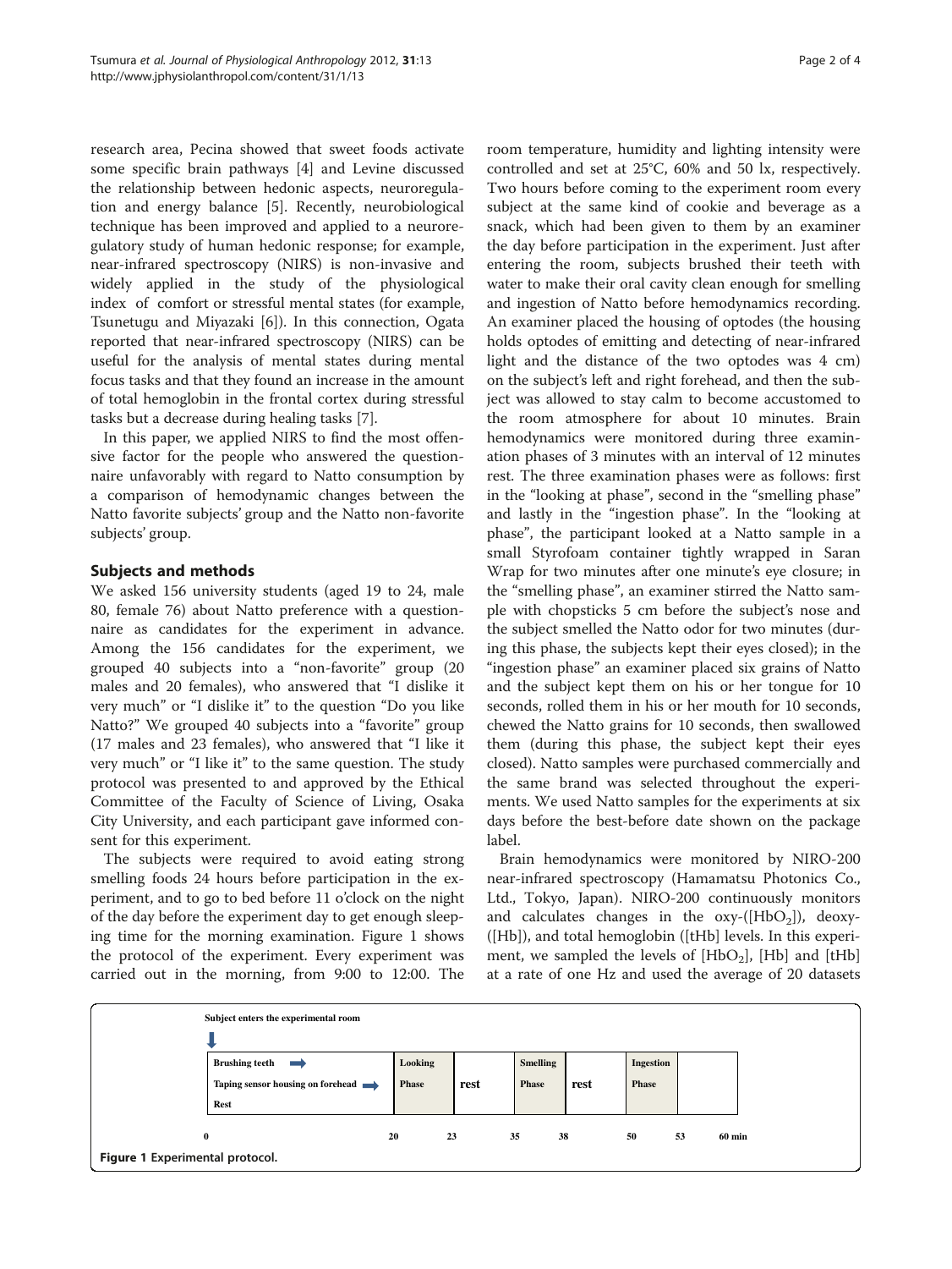research area, Pecina showed that sweet foods activate some specific brain pathways [4] and Levine discussed the relationship between hedonic aspects, neuroregulation and energy balance [5]. Recently, neurobiological technique has been improved and applied to a neuroregulatory study of human hedonic response; for example, near-infrared spectroscopy (NIRS) is non-invasive and widely applied in the study of the physiological index of comfort or stressful mental states (for example, Tsunetugu and Miyazaki [6]). In this connection, Ogata reported that near-infrared spectroscopy (NIRS) can be useful for the analysis of mental states during mental focus tasks and that they found an increase in the amount of total hemoglobin in the frontal cortex during stressful tasks but a decrease during healing tasks [7].

In this paper, we applied NIRS to find the most offensive factor for the people who answered the questionnaire unfavorably with regard to Natto consumption by a comparison of hemodynamic changes between the Natto favorite subjects' group and the Natto non-favorite subjects' group.

## Subjects and methods

We asked 156 university students (aged 19 to 24, male 80, female 76) about Natto preference with a questionnaire as candidates for the experiment in advance. Among the 156 candidates for the experiment, we grouped 40 subjects into a "non-favorite" group (20 males and 20 females), who answered that "I dislike it very much" or "I dislike it" to the question "Do you like Natto?" We grouped 40 subjects into a "favorite" group (17 males and 23 females), who answered that "I like it very much" or "I like it" to the same question. The study protocol was presented to and approved by the Ethical Committee of the Faculty of Science of Living, Osaka City University, and each participant gave informed consent for this experiment.

The subjects were required to avoid eating strong smelling foods 24 hours before participation in the experiment, and to go to bed before 11 o'clock on the night of the day before the experiment day to get enough sleeping time for the morning examination. Figure 1 shows the protocol of the experiment. Every experiment was carried out in the morning, from 9:00 to 12:00. The room temperature, humidity and lighting intensity were controlled and set at 25°C, 60% and 50 lx, respectively. Two hours before coming to the experiment room every subject at the same kind of cookie and beverage as a snack, which had been given to them by an examiner the day before participation in the experiment. Just after entering the room, subjects brushed their teeth with water to make their oral cavity clean enough for smelling and ingestion of Natto before hemodynamics recording. An examiner placed the housing of optodes (the housing holds optodes of emitting and detecting of near-infrared light and the distance of the two optodes was 4 cm) on the subject's left and right forehead, and then the subject was allowed to stay calm to become accustomed to the room atmosphere for about 10 minutes. Brain hemodynamics were monitored during three examination phases of 3 minutes with an interval of 12 minutes rest. The three examination phases were as follows: first in the "looking at phase", second in the "smelling phase" and lastly in the "ingestion phase". In the "looking at phase", the participant looked at a Natto sample in a small Styrofoam container tightly wrapped in Saran Wrap for two minutes after one minute's eye closure; in the "smelling phase", an examiner stirred the Natto sample with chopsticks 5 cm before the subject's nose and the subject smelled the Natto odor for two minutes (during this phase, the subjects kept their eyes closed); in the "ingestion phase" an examiner placed six grains of Natto and the subject kept them on his or her tongue for 10 seconds, rolled them in his or her mouth for 10 seconds, chewed the Natto grains for 10 seconds, then swallowed them (during this phase, the subject kept their eyes closed). Natto samples were purchased commercially and the same brand was selected throughout the experiments. We used Natto samples for the experiments at six days before the best-before date shown on the package label.

Brain hemodynamics were monitored by NIRO-200 near-infrared spectroscopy (Hamamatsu Photonics Co., Ltd., Tokyo, Japan). NIRO-200 continuously monitors and calculates changes in the oxy-($[HbO_2]$), deoxy-($[Hb]$), and total hemoglobin ($[tHb]$) levels. In this experiment, we sampled the levels of $[HbO_2]$, $[Hb]$ and $[tHb]$ at a rate of one Hz and used the average of 20 datasets

Subject enters the experimental room

| Brushing teeth → Taping sensor housing on forehead → Rest | Looking Phase | rest | Smelling Phase | rest | Ingestion Phase | |
|---|---|---|---|---|---|---|
| 0 | 20 | 23 | 35 | 38 | 50 | 53 – 60 min |

Figure 1 Experimental protocol.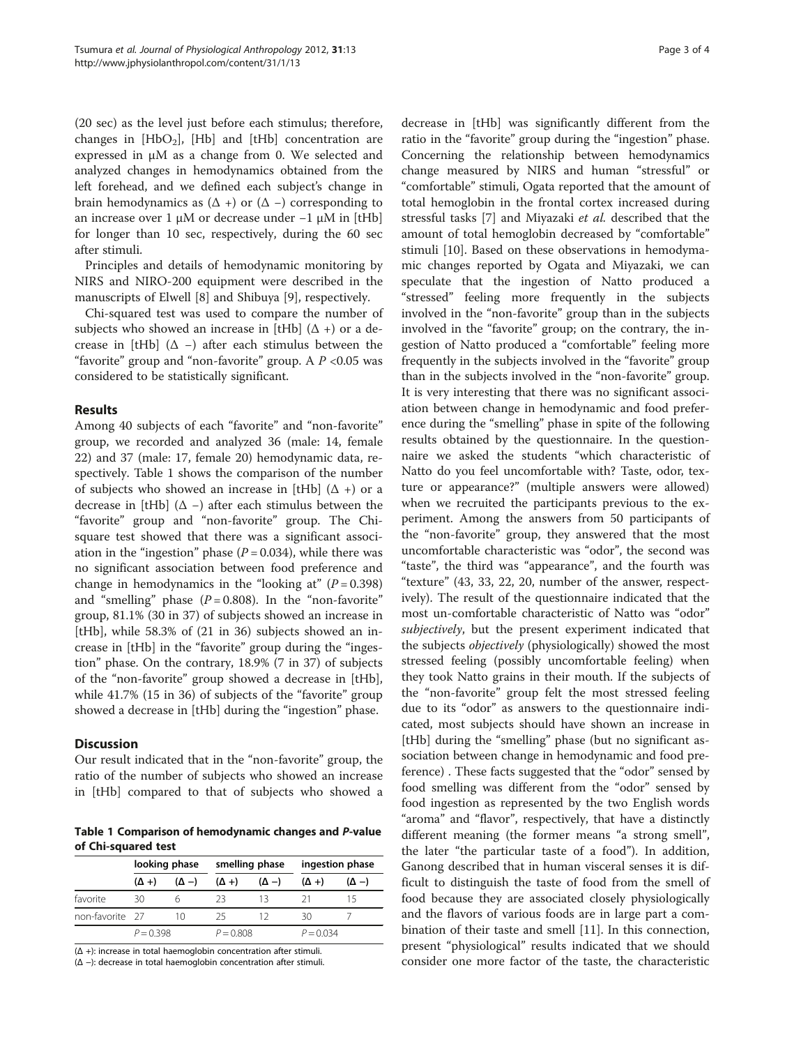(20 sec) as the level just before each stimulus; therefore, changes in [$HbO_2$], [Hb] and [tHb] concentration are expressed in μM as a change from 0. We selected and analyzed changes in hemodynamics obtained from the left forehead, and we defined each subject's change in brain hemodynamics as (Δ +) or (Δ −) corresponding to an increase over 1 μM or decrease under −1 μM in [tHb] for longer than 10 sec, respectively, during the 60 sec after stimuli.

Principles and details of hemodynamic monitoring by NIRS and NIRO-200 equipment were described in the manuscripts of Elwell [8] and Shibuya [9], respectively.

Chi-squared test was used to compare the number of subjects who showed an increase in [tHb] (Δ +) or a decrease in [tHb] (Δ −) after each stimulus between the "favorite" group and "non-favorite" group. A $P < 0.05$ was considered to be statistically significant.

## Results

Among 40 subjects of each "favorite" and "non-favorite" group, we recorded and analyzed 36 (male: 14, female 22) and 37 (male: 17, female 20) hemodynamic data, respectively. Table 1 shows the comparison of the number of subjects who showed an increase in [tHb] (Δ +) or a decrease in [tHb] (Δ −) after each stimulus between the "favorite" group and "non-favorite" group. The Chi-square test showed that there was a significant association in the "ingestion" phase ($P = 0.034$), while there was no significant association between food preference and change in hemodynamics in the "looking at" ($P = 0.398$) and "smelling" phase ($P = 0.808$). In the "non-favorite" group, 81.1% (30 in 37) of subjects showed an increase in [tHb], while 58.3% of (21 in 36) subjects showed an increase in [tHb] in the "favorite" group during the "ingestion" phase. On the contrary, 18.9% (7 in 37) of subjects of the "non-favorite" group showed a decrease in [tHb], while 41.7% (15 in 36) of subjects of the "favorite" group showed a decrease in [tHb] during the "ingestion" phase.

## Discussion

Our result indicated that in the "non-favorite" group, the ratio of the number of subjects who showed an increase in [tHb] compared to that of subjects who showed a decrease in [tHb] was significantly different from the ratio in the "favorite" group during the "ingestion" phase. Concerning the relationship between hemodynamics change measured by NIRS and human "stressful" or "comfortable" stimuli, Ogata reported that the amount of total hemoglobin in the frontal cortex increased during stressful tasks [7] and Miyazaki *et al.* described that the amount of total hemoglobin decreased by "comfortable" stimuli [10]. Based on these observations in hemodynamic changes reported by Ogata and Miyazaki, we can speculate that the ingestion of Natto produced a "stressed" feeling more frequently in the subjects involved in the "non-favorite" group than in the subjects involved in the "favorite" group; on the contrary, the ingestion of Natto produced a "comfortable" feeling more frequently in the subjects involved in the "favorite" group than in the subjects involved in the "non-favorite" group. It is very interesting that there was no significant association between change in hemodynamic and food preference during the "smelling" phase in spite of the following results obtained by the questionnaire. In the questionnaire we asked the students "which characteristic of Natto do you feel uncomfortable with? Taste, odor, texture or appearance?" (multiple answers were allowed) when we recruited the participants previous to the experiment. Among the answers from 50 participants of the "non-favorite" group, they answered that the most uncomfortable characteristic was "odor", the second was "taste", the third was "appearance", and the fourth was "texture" (43, 33, 22, 20, number of the answer, respectively). The result of the questionnaire indicated that the most un-comfortable characteristic of Natto was "odor" *subjectively*, but the present experiment indicated that the subjects *objectively* (physiologically) showed the most stressed feeling (possibly uncomfortable feeling) when they took Natto grains in their mouth. If the subjects of the "non-favorite" group felt the most stressed feeling due to its "odor" as answers to the questionnaire indicated, most subjects should have shown an increase in [tHb] during the "smelling" phase (but no significant association between change in hemodynamic and food preference) . These facts suggested that the "odor" sensed by food smelling was different from the "odor" sensed by food ingestion as represented by the two English words "aroma" and "flavor", respectively, that have a distinctly different meaning (the former means "a strong smell", the later "the particular taste of a food"). In addition, Ganong described that in human visceral senses it is difficult to distinguish the taste of food from the smell of food because they are associated closely physiologically and the flavors of various foods are in large part a combination of their taste and smell [11]. In this connection, present "physiological" results indicated that we should consider one more factor of the taste, the characteristic

**Table 1 Comparison of hemodynamic changes and *P*-value of Chi-squared test**

| | looking phase | | smelling phase | | ingestion phase | |
|---|---|---|---|---|---|---|
| | (Δ +) | (Δ −) | (Δ +) | (Δ −) | (Δ +) | (Δ −) |
| favorite | 30 | 6 | 23 | 13 | 21 | 15 |
| non-favorite | 27 | 10 | 25 | 12 | 30 | 7 |
| | $P = 0.398$ | | $P = 0.808$ | | $P = 0.034$ | |

(Δ +): increase in total haemoglobin concentration after stimuli.
(Δ −): decrease in total haemoglobin concentration after stimuli.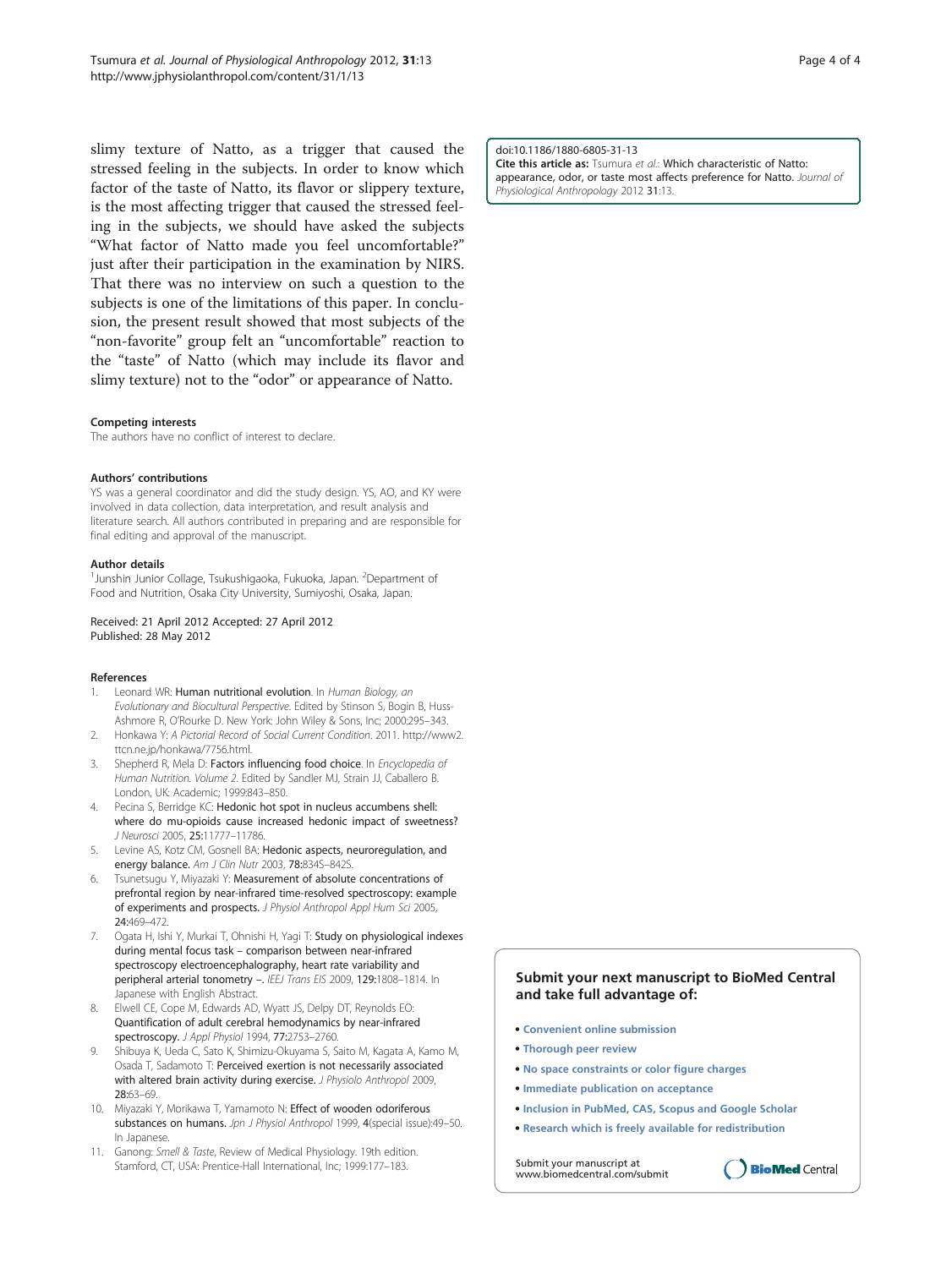slimy texture of Natto, as a trigger that caused the stressed feeling in the subjects. In order to know which factor of the taste of Natto, its flavor or slippery texture, is the most affecting trigger that caused the stressed feeling in the subjects, we should have asked the subjects "What factor of Natto made you feel uncomfortable?" just after their participation in the examination by NIRS. That there was no interview on such a question to the subjects is one of the limitations of this paper. In conclusion, the present result showed that most subjects of the "non-favorite" group felt an "uncomfortable" reaction to the "taste" of Natto (which may include its flavor and slimy texture) not to the "odor" or appearance of Natto.

#### Competing interests

The authors have no conflict of interest to declare.

#### Authors' contributions

YS was a general coordinator and did the study design. YS, AO, and KY were involved in data collection, data interpretation, and result analysis and literature search. All authors contributed in preparing and are responsible for final editing and approval of the manuscript.

#### Author details

[1]Junshin Junior Collage, Tsukushigaoka, Fukuoka, Japan. [2]Department of Food and Nutrition, Osaka City University, Sumiyoshi, Osaka, Japan.

Received: 21 April 2012 Accepted: 27 April 2012
Published: 28 May 2012

#### References

1. Leonard WR: **Human nutritional evolution**. In *Human Biology, an Evolutionary and Biocultural Perspective*. Edited by Stinson S, Bogin B, Huss-Ashmore R, O'Rourke D. New York: John Wiley & Sons, Inc; 2000:295–343.
2. Honkawa Y: *A Pictorial Record of Social Current Condition*. 2011. http://www2.ttcn.ne.jp/honkawa/7756.html.
3. Shepherd R, Mela D: **Factors influencing food choice**. In *Encyclopedia of Human Nutrition. Volume 2*. Edited by Sandler MJ, Strain JJ, Caballero B. London, UK: Academic; 1999:843–850.
4. Pecina S, Berridge KC: **Hedonic hot spot in nucleus accumbens shell: where do mu-opioids cause increased hedonic impact of sweetness?** *J Neurosci* 2005, **25**:11777–11786.
5. Levine AS, Kotz CM, Gosnell BA: **Hedonic aspects, neuroregulation, and energy balance.** *Am J Clin Nutr* 2003, **78**:834S–842S.
6. Tsunetsugu Y, Miyazaki Y: **Measurement of absolute concentrations of prefrontal region by near-infrared time-resolved spectroscopy: example of experiments and prospects.** *J Physiol Anthropol Appl Hum Sci* 2005, **24**:469–472.
7. Ogata H, Ishi Y, Murkai T, Ohnishi H, Yagi T: **Study on physiological indexes during mental focus task – comparison between near-infrared spectroscopy electroencephalography, heart rate variability and peripheral arterial tonometry –.** *IEEJ Trans EIS* 2009, **129**:1808–1814. In Japanese with English Abstract.
8. Elwell CE, Cope M, Edwards AD, Wyatt JS, Delpy DT, Reynolds EO: **Quantification of adult cerebral hemodynamics by near-infrared spectroscopy.** *J Appl Physiol* 1994, **77**:2753–2760.
9. Shibuya K, Ueda C, Sato K, Shimizu-Okuyama S, Saito M, Kagata A, Kamo M, Osada T, Sadamoto T: **Perceived exertion is not necessarily associated with altered brain activity during exercise.** *J Physiolo Anthropol* 2009, **28**:63–69.
10. Miyazaki Y, Morikawa T, Yamamoto N: **Effect of wooden odoriferous substances on humans.** *Jpn J Physiol Anthropol* 1999, **4**(special issue):49–50. In Japanese.
11. Ganong: *Smell & Taste*, Review of Medical Physiology. 19th edition. Stamford, CT, USA: Prentice-Hall International, Inc; 1999:177–183.

doi:10.1186/1880-6805-31-13
**Cite this article as:** Tsumura *et al.*: Which characteristic of Natto: appearance, odor, or taste most affects preference for Natto. *Journal of Physiological Anthropology* 2012 **31**:13.